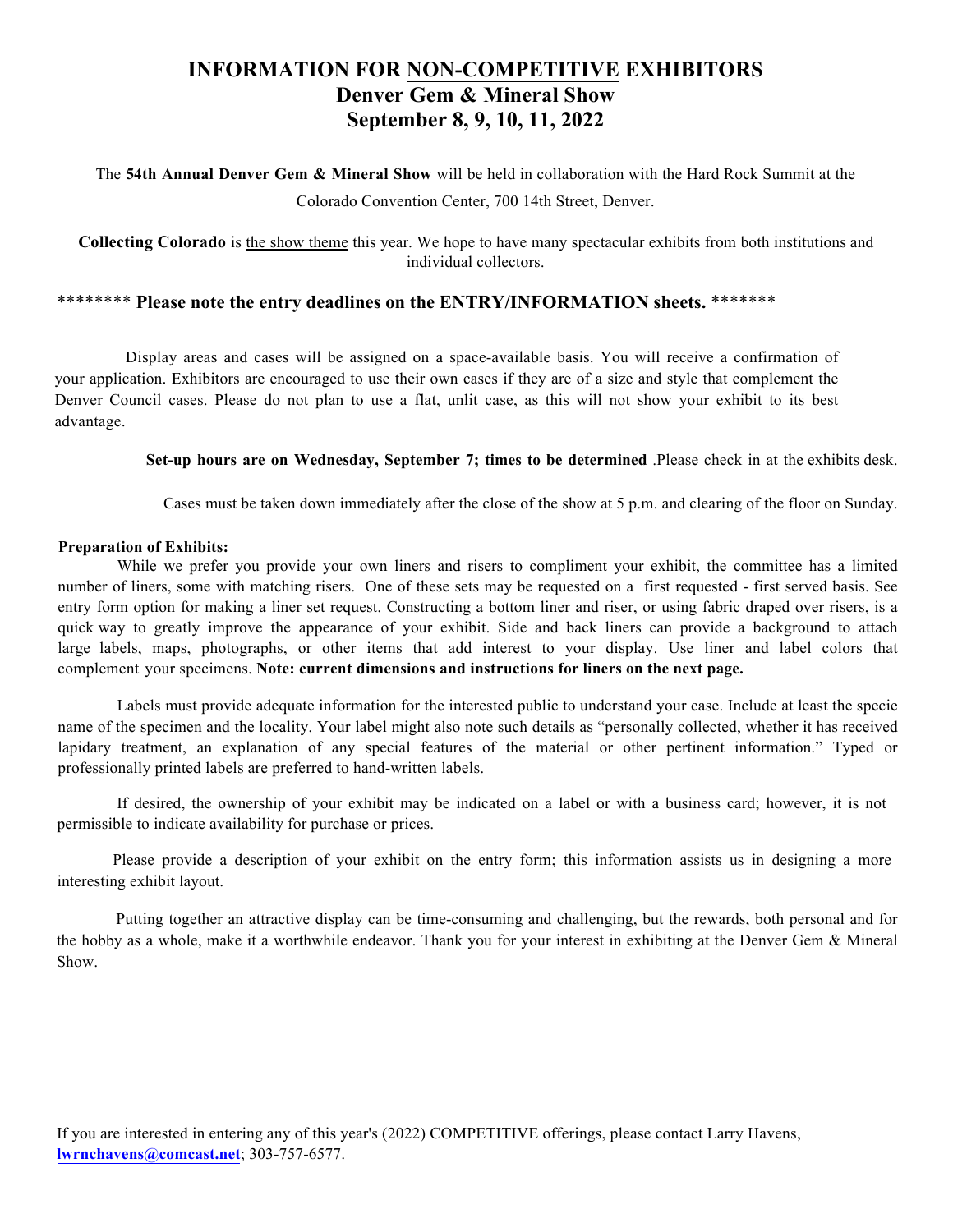# INFORMATION FOR NON-COMPETITIVE EXHIBITORS
## Denver Gem & Mineral Show
## September 8, 9, 10, 11, 2022

The **54th Annual Denver Gem & Mineral Show** will be held in collaboration with the Hard Rock Summit at the Colorado Convention Center, 700 14th Street, Denver.

**Collecting Colorado** is the show theme this year. We hope to have many spectacular exhibits from both institutions and individual collectors.

******** **Please note the entry deadlines on the ENTRY/INFORMATION sheets.** *******

Display areas and cases will be assigned on a space-available basis. You will receive a confirmation of your application. Exhibitors are encouraged to use their own cases if they are of a size and style that complement the Denver Council cases. Please do not plan to use a flat, unlit case, as this will not show your exhibit to its best advantage.

**Set-up hours are on Wednesday, September 7; times to be determined** .Please check in at the exhibits desk.

Cases must be taken down immediately after the close of the show at 5 p.m. and clearing of the floor on Sunday.

**Preparation of Exhibits:**

While we prefer you provide your own liners and risers to compliment your exhibit, the committee has a limited number of liners, some with matching risers. One of these sets may be requested on a first requested - first served basis. See entry form option for making a liner set request. Constructing a bottom liner and riser, or using fabric draped over risers, is a quick way to greatly improve the appearance of your exhibit. Side and back liners can provide a background to attach large labels, maps, photographs, or other items that add interest to your display. Use liner and label colors that complement your specimens. **Note: current dimensions and instructions for liners on the next page.**

Labels must provide adequate information for the interested public to understand your case. Include at least the specie name of the specimen and the locality. Your label might also note such details as "personally collected, whether it has received lapidary treatment, an explanation of any special features of the material or other pertinent information." Typed or professionally printed labels are preferred to hand-written labels.

If desired, the ownership of your exhibit may be indicated on a label or with a business card; however, it is not permissible to indicate availability for purchase or prices.

Please provide a description of your exhibit on the entry form; this information assists us in designing a more interesting exhibit layout.

Putting together an attractive display can be time-consuming and challenging, but the rewards, both personal and for the hobby as a whole, make it a worthwhile endeavor. Thank you for your interest in exhibiting at the Denver Gem & Mineral Show.

If you are interested in entering any of this year's (2022) COMPETITIVE offerings, please contact Larry Havens, **lwrnchavens@comcast.net**; 303-757-6577.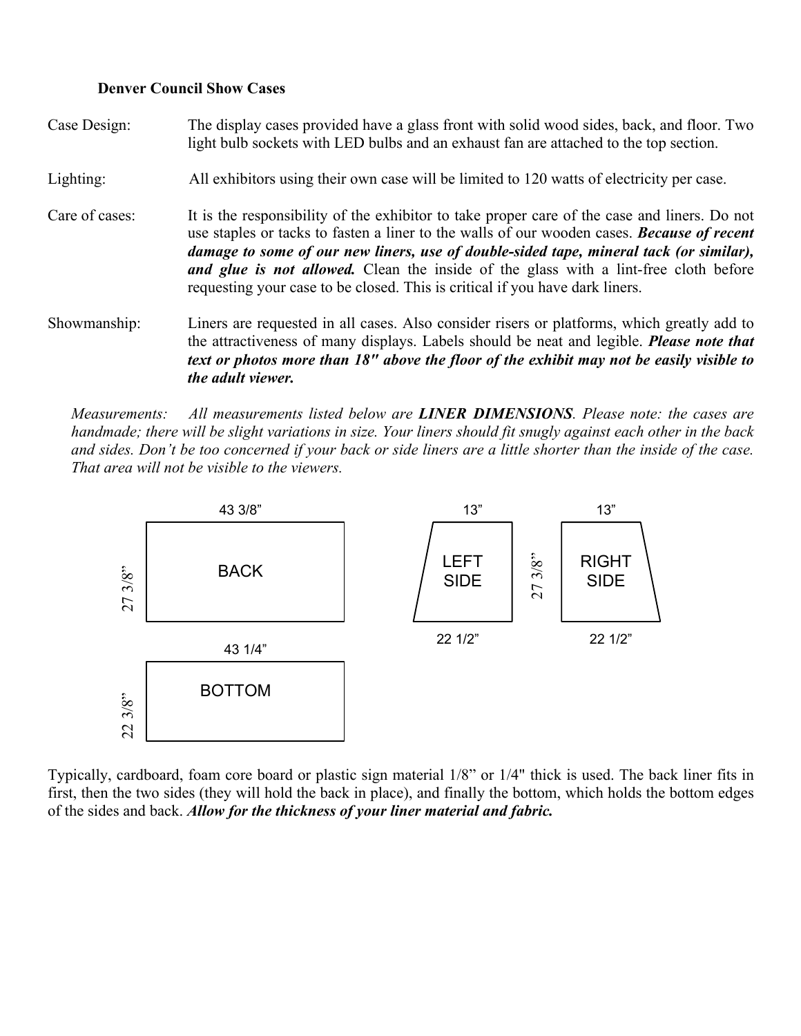**Denver Council Show Cases**

Case Design: The display cases provided have a glass front with solid wood sides, back, and floor. Two light bulb sockets with LED bulbs and an exhaust fan are attached to the top section.

Lighting: All exhibitors using their own case will be limited to 120 watts of electricity per case.

Care of cases: It is the responsibility of the exhibitor to take proper care of the case and liners. Do not use staples or tacks to fasten a liner to the walls of our wooden cases. ***Because of recent damage to some of our new liners, use of double-sided tape, mineral tack (or similar), and glue is not allowed.*** Clean the inside of the glass with a lint-free cloth before requesting your case to be closed. This is critical if you have dark liners.

Showmanship: Liners are requested in all cases. Also consider risers or platforms, which greatly add to the attractiveness of many displays. Labels should be neat and legible. ***Please note that text or photos more than 18" above the floor of the exhibit may not be easily visible to the adult viewer.***

*Measurements: All measurements listed below are **LINER DIMENSIONS**. Please note: the cases are handmade; there will be slight variations in size. Your liners should fit snugly against each other in the back and sides. Don't be too concerned if your back or side liners are a little shorter than the inside of the case. That area will not be visible to the viewers.*

BACK: 43 3/8" × 27 3/8"

LEFT SIDE: 13" (top), 22 1/2" (bottom), 27 3/8" (height)

RIGHT SIDE: 13" (top), 22 1/2" (bottom), 27 3/8" (height)

BOTTOM: 43 1/4" × 22 3/8"

Typically, cardboard, foam core board or plastic sign material 1/8" or 1/4" thick is used. The back liner fits in first, then the two sides (they will hold the back in place), and finally the bottom, which holds the bottom edges of the sides and back. ***Allow for the thickness of your liner material and fabric.***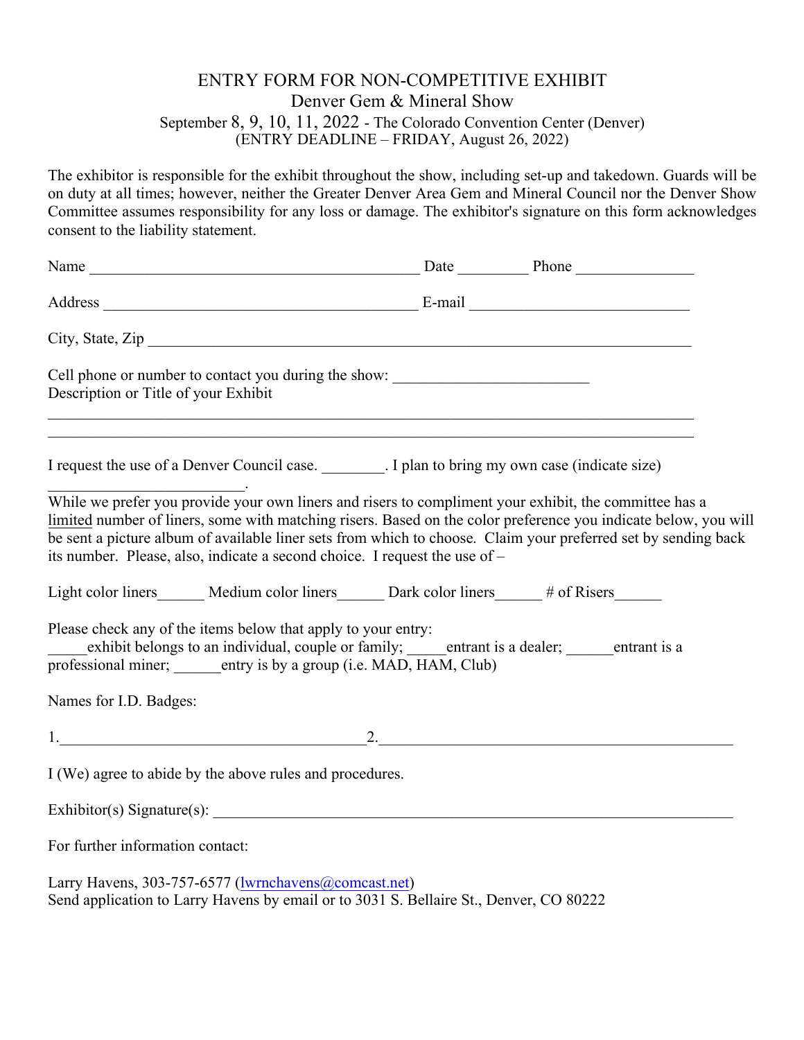# ENTRY FORM FOR NON-COMPETITIVE EXHIBIT

## Denver Gem & Mineral Show

September 8, 9, 10, 11, 2022 - The Colorado Convention Center (Denver)
(ENTRY DEADLINE – FRIDAY, August 26, 2022)

The exhibitor is responsible for the exhibit throughout the show, including set-up and takedown. Guards will be on duty at all times; however, neither the Greater Denver Area Gem and Mineral Council nor the Denver Show Committee assumes responsibility for any loss or damage. The exhibitor's signature on this form acknowledges consent to the liability statement.

Name ___________________________________________ Date _________ Phone _______________

Address _________________________________________ E-mail ____________________________

City, State, Zip _____________________________________________________________________

Cell phone or number to contact you during the show: _________________________
Description or Title of your Exhibit

_________________________________________________________________________________
_________________________________________________________________________________

I request the use of a Denver Council case. ________. I plan to bring my own case (indicate size) _________________________.

While we prefer you provide your own liners and risers to compliment your exhibit, the committee has a limited number of liners, some with matching risers. Based on the color preference you indicate below, you will be sent a picture album of available liner sets from which to choose. Claim your preferred set by sending back its number. Please, also, indicate a second choice. I request the use of –

Light color liners______ Medium color liners______ Dark color liners______ # of Risers______

Please check any of the items below that apply to your entry:
_____exhibit belongs to an individual, couple or family; _____entrant is a dealer; ______entrant is a professional miner; ______entry is by a group (i.e. MAD, HAM, Club)

Names for I.D. Badges:

1.________________________________________2.______________________________________________

I (We) agree to abide by the above rules and procedures.

Exhibitor(s) Signature(s): ____________________________________________________________________

For further information contact:

Larry Havens, 303-757-6577 (lwrnchavens@comcast.net)
Send application to Larry Havens by email or to 3031 S. Bellaire St., Denver, CO 80222